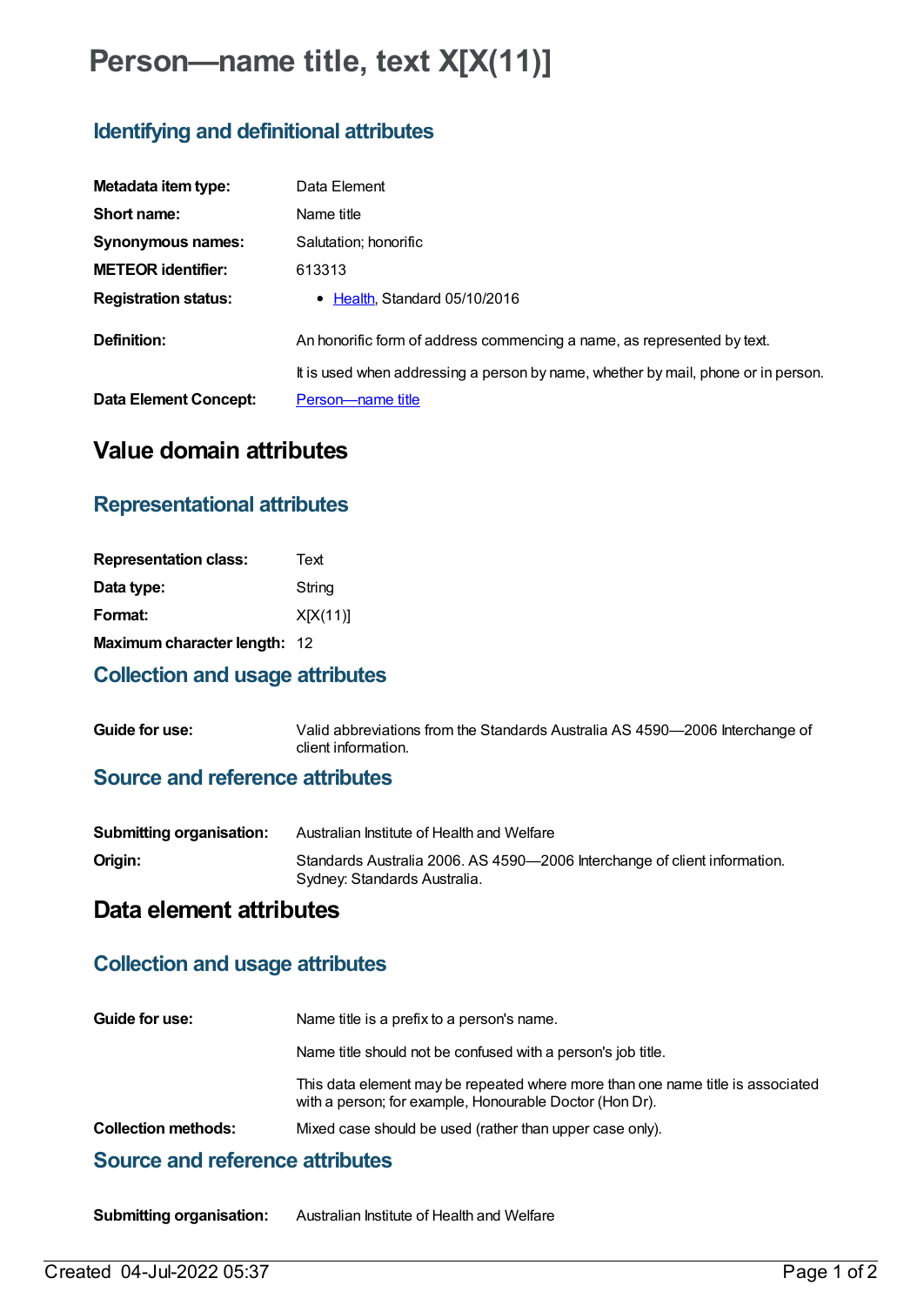# Person—name title, text X[X(11)]

## Identifying and definitional attributes

| | |
|---|---|
| **Metadata item type:** | Data Element |
| **Short name:** | Name title |
| **Synonymous names:** | Salutation; honorific |
| **METEOR identifier:** | 613313 |
| **Registration status:** | • Health, Standard 05/10/2016 |
| **Definition:** | An honorific form of address commencing a name, as represented by text.<br>It is used when addressing a person by name, whether by mail, phone or in person. |
| **Data Element Concept:** | Person—name title |

# Value domain attributes

## Representational attributes

| | |
|---|---|
| **Representation class:** | Text |
| **Data type:** | String |
| **Format:** | X[X(11)] |
| **Maximum character length:** | 12 |

## Collection and usage attributes

| | |
|---|---|
| **Guide for use:** | Valid abbreviations from the Standards Australia AS 4590—2006 Interchange of client information. |

## Source and reference attributes

| | |
|---|---|
| **Submitting organisation:** | Australian Institute of Health and Welfare |
| **Origin:** | Standards Australia 2006. AS 4590—2006 Interchange of client information. Sydney: Standards Australia. |

# Data element attributes

## Collection and usage attributes

| | |
|---|---|
| **Guide for use:** | Name title is a prefix to a person's name.<br>Name title should not be confused with a person's job title.<br>This data element may be repeated where more than one name title is associated with a person; for example, Honourable Doctor (Hon Dr). |
| **Collection methods:** | Mixed case should be used (rather than upper case only). |

## Source and reference attributes

| | |
|---|---|
| **Submitting organisation:** | Australian Institute of Health and Welfare |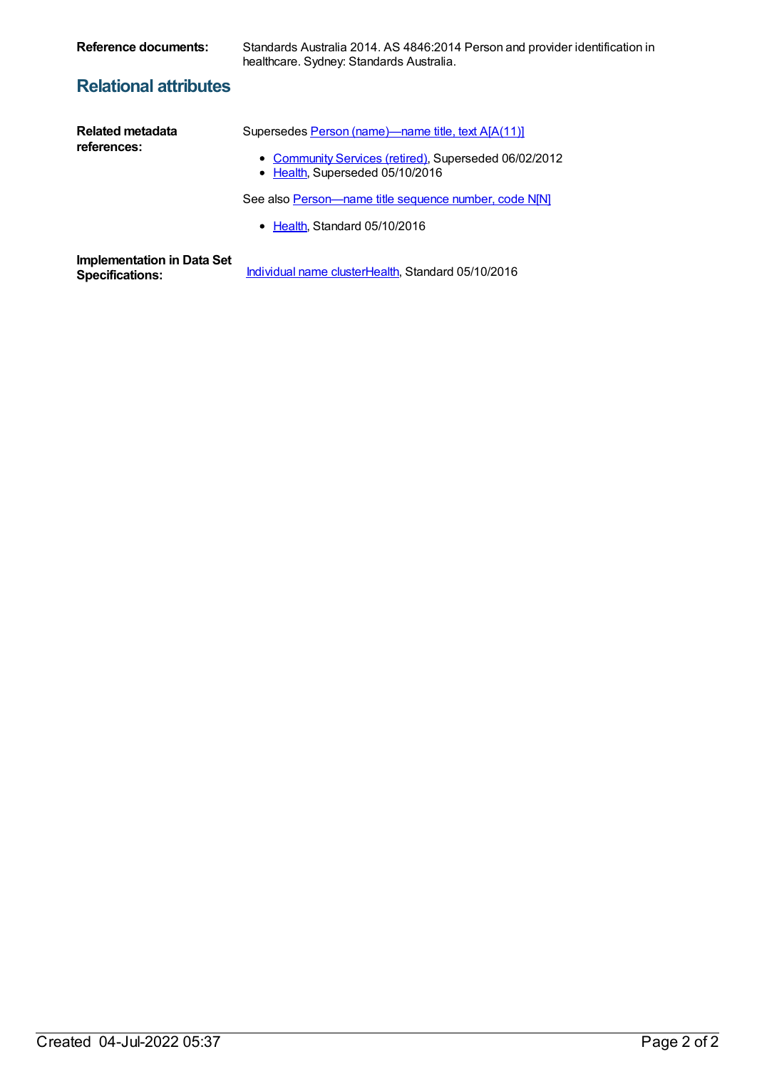**Reference documents:** Standards Australia 2014. AS 4846:2014 Person and provider identification in healthcare. Sydney: Standards Australia.

## Relational attributes

**Related metadata references:**

Supersedes Person (name)—name title, text A[A(11)]

- Community Services (retired), Superseded 06/02/2012
- Health, Superseded 05/10/2016

See also Person—name title sequence number, code N[N]

- Health, Standard 05/10/2016

**Implementation in Data Set Specifications:**

Individual name clusterHealth, Standard 05/10/2016